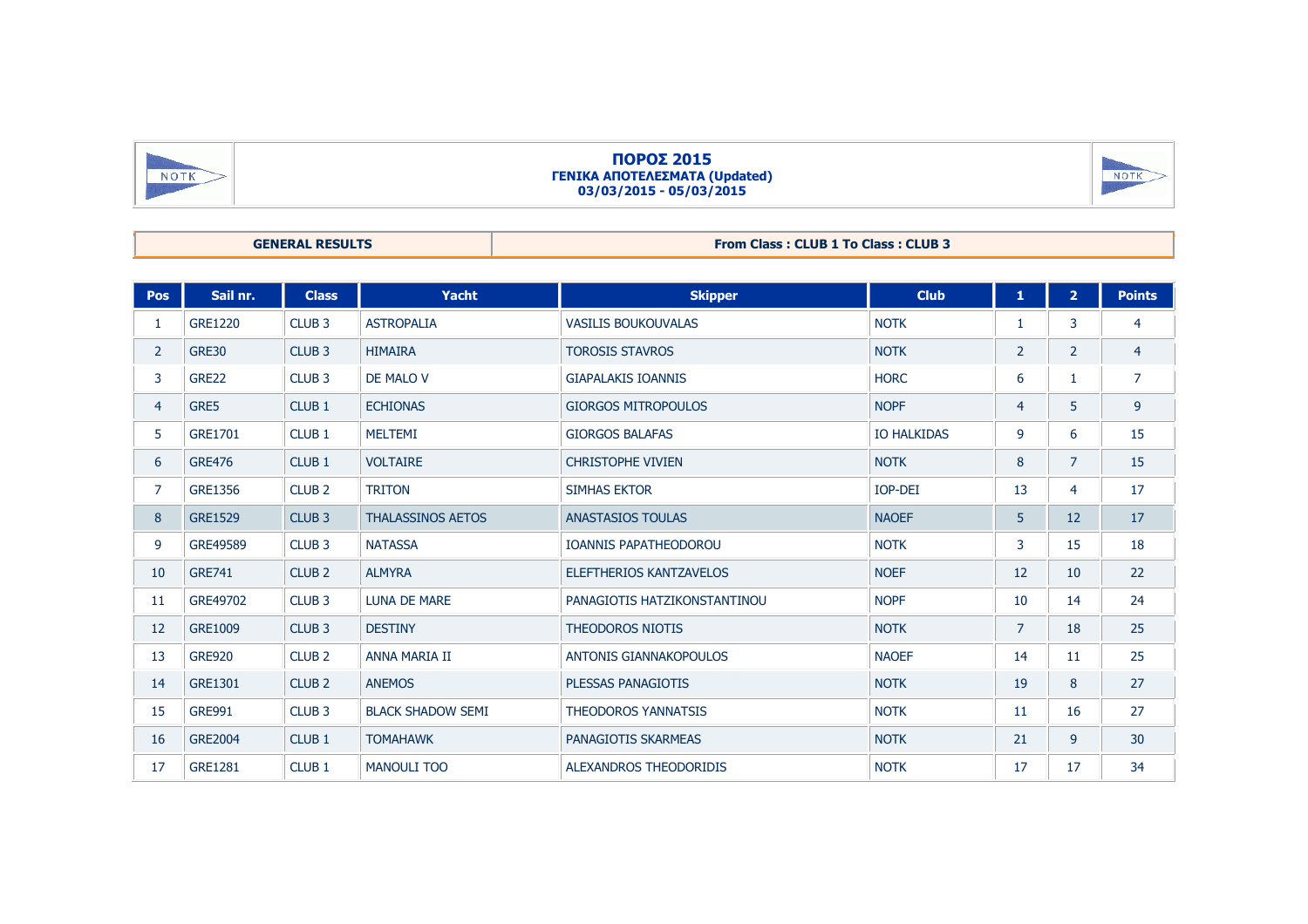# ΠΟΡΟΣ 2015

**ΓΕΝΙΚΑ ΑΠΟΤΕΛΕΣΜΑΤΑ (Updated)**

**03/03/2015 - 05/03/2015**

| GENERAL RESULTS | From Class : CLUB 1 To Class : CLUB 3 |
|---|---|

| Pos | Sail nr. | Class | Yacht | Skipper | Club | 1 | 2 | Points |
|---|---|---|---|---|---|---|---|---|
| 1 | GRE1220 | CLUB 3 | ASTROPALIA | VASILIS BOUKOUVALAS | NOTK | 1 | 3 | 4 |
| 2 | GRE30 | CLUB 3 | HIMAIRA | TOROSIS STAVROS | NOTK | 2 | 2 | 4 |
| 3 | GRE22 | CLUB 3 | DE MALO V | GIAPALAKIS IOANNIS | HORC | 6 | 1 | 7 |
| 4 | GRE5 | CLUB 1 | ECHIONAS | GIORGOS MITROPOULOS | NOPF | 4 | 5 | 9 |
| 5 | GRE1701 | CLUB 1 | MELTEMI | GIORGOS BALAFAS | IO HALKIDAS | 9 | 6 | 15 |
| 6 | GRE476 | CLUB 1 | VOLTAIRE | CHRISTOPHE VIVIEN | NOTK | 8 | 7 | 15 |
| 7 | GRE1356 | CLUB 2 | TRITON | SIMHAS EKTOR | IOP-DEI | 13 | 4 | 17 |
| 8 | GRE1529 | CLUB 3 | THALASSINOS AETOS | ANASTASIOS TOULAS | NAOEF | 5 | 12 | 17 |
| 9 | GRE49589 | CLUB 3 | NATASSA | IOANNIS PAPATHEODOROU | NOTK | 3 | 15 | 18 |
| 10 | GRE741 | CLUB 2 | ALMYRA | ELEFTHERIOS KANTZAVELOS | NOEF | 12 | 10 | 22 |
| 11 | GRE49702 | CLUB 3 | LUNA DE MARE | PANAGIOTIS HATZIKONSTANTINOU | NOPF | 10 | 14 | 24 |
| 12 | GRE1009 | CLUB 3 | DESTINY | THEODOROS NIOTIS | NOTK | 7 | 18 | 25 |
| 13 | GRE920 | CLUB 2 | ANNA MARIA II | ANTONIS GIANNAKOPOULOS | NAOEF | 14 | 11 | 25 |
| 14 | GRE1301 | CLUB 2 | ANEMOS | PLESSAS PANAGIOTIS | NOTK | 19 | 8 | 27 |
| 15 | GRE991 | CLUB 3 | BLACK SHADOW SEMI | THEODOROS YANNATSIS | NOTK | 11 | 16 | 27 |
| 16 | GRE2004 | CLUB 1 | TOMAHAWK | PANAGIOTIS SKARMEAS | NOTK | 21 | 9 | 30 |
| 17 | GRE1281 | CLUB 1 | MANOULI TOO | ALEXANDROS THEODORIDIS | NOTK | 17 | 17 | 34 |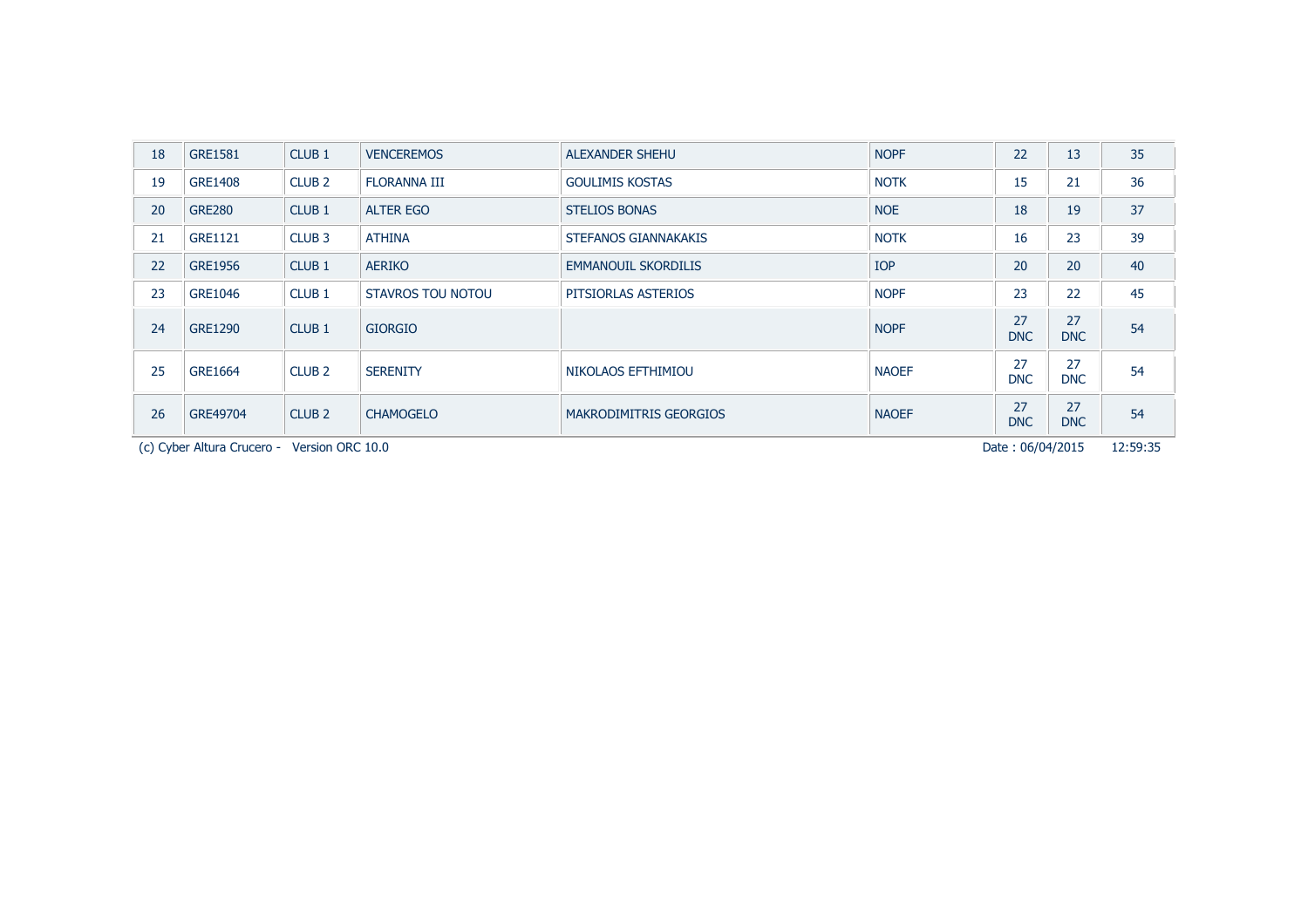| | | | | | | | | |
|---|---|---|---|---|---|---|---|---|
| 18 | GRE1581 | CLUB 1 | VENCEREMOS | ALEXANDER SHEHU | NOPF | 22 | 13 | 35 |
| 19 | GRE1408 | CLUB 2 | FLORANNA III | GOULIMIS KOSTAS | NOTK | 15 | 21 | 36 |
| 20 | GRE280 | CLUB 1 | ALTER EGO | STELIOS BONAS | NOE | 18 | 19 | 37 |
| 21 | GRE1121 | CLUB 3 | ATHINA | STEFANOS GIANNAKAKIS | NOTK | 16 | 23 | 39 |
| 22 | GRE1956 | CLUB 1 | AERIKO | EMMANOUIL SKORDILIS | IOP | 20 | 20 | 40 |
| 23 | GRE1046 | CLUB 1 | STAVROS TOU NOTOU | PITSIORLAS ASTERIOS | NOPF | 23 | 22 | 45 |
| 24 | GRE1290 | CLUB 1 | GIORGIO | | NOPF | 27 DNC | 27 DNC | 54 |
| 25 | GRE1664 | CLUB 2 | SERENITY | NIKOLAOS EFTHIMIOU | NAOEF | 27 DNC | 27 DNC | 54 |
| 26 | GRE49704 | CLUB 2 | CHAMOGELO | MAKRODIMITRIS GEORGIOS | NAOEF | 27 DNC | 27 DNC | 54 |

(c) Cyber Altura Crucero - Version ORC 10.0

Date : 06/04/2015 12:59:35